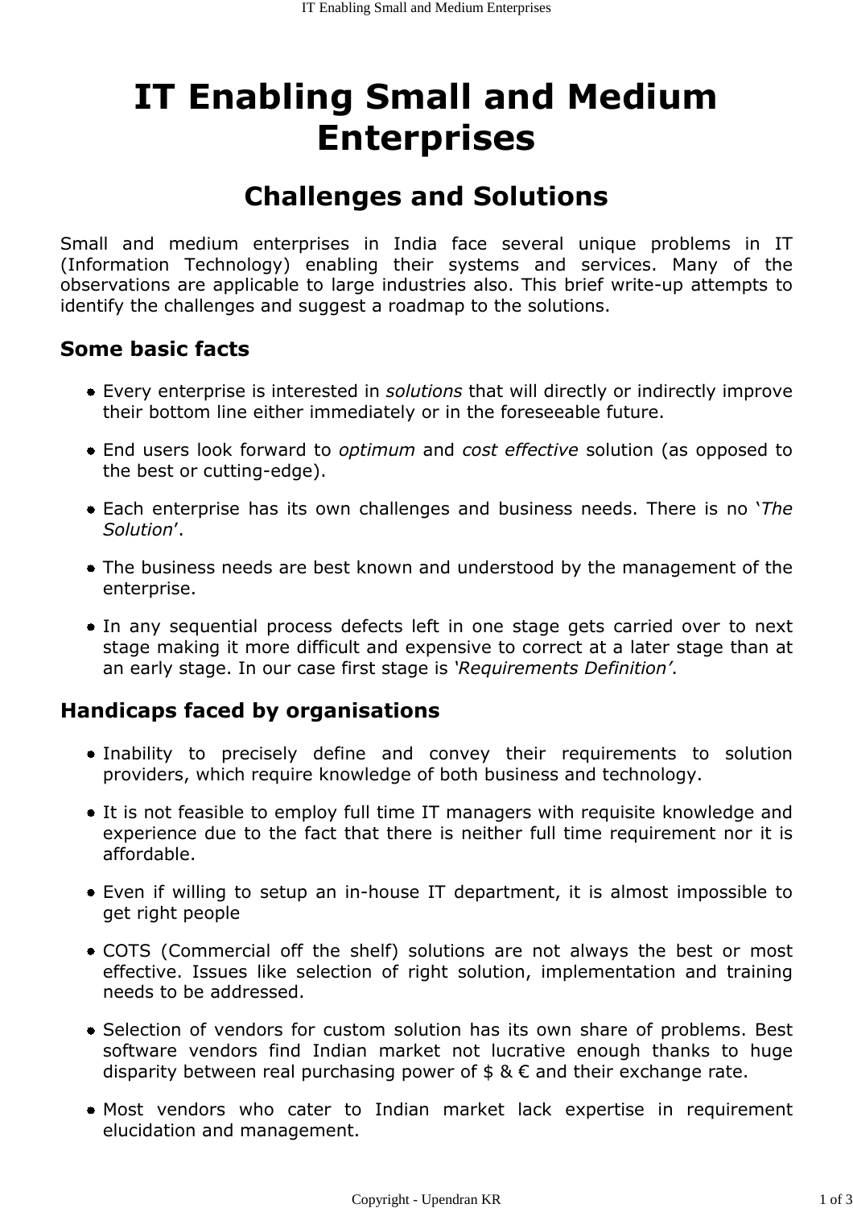# IT Enabling Small and Medium Enterprises

## Challenges and Solutions

Small and medium enterprises in India face several unique problems in IT (Information Technology) enabling their systems and services. Many of the observations are applicable to large industries also. This brief write-up attempts to identify the challenges and suggest a roadmap to the solutions.

### Some basic facts

- Every enterprise is interested in *solutions* that will directly or indirectly improve their bottom line either immediately or in the foreseeable future.
- End users look forward to *optimum* and *cost effective* solution (as opposed to the best or cutting-edge).
- Each enterprise has its own challenges and business needs. There is no '*The Solution*'.
- The business needs are best known and understood by the management of the enterprise.
- In any sequential process defects left in one stage gets carried over to next stage making it more difficult and expensive to correct at a later stage than at an early stage. In our case first stage is *'Requirements Definition'*.

### Handicaps faced by organisations

- Inability to precisely define and convey their requirements to solution providers, which require knowledge of both business and technology.
- It is not feasible to employ full time IT managers with requisite knowledge and experience due to the fact that there is neither full time requirement nor it is affordable.
- Even if willing to setup an in-house IT department, it is almost impossible to get right people
- COTS (Commercial off the shelf) solutions are not always the best or most effective. Issues like selection of right solution, implementation and training needs to be addressed.
- Selection of vendors for custom solution has its own share of problems. Best software vendors find Indian market not lucrative enough thanks to huge disparity between real purchasing power of $ & € and their exchange rate.
- Most vendors who cater to Indian market lack expertise in requirement elucidation and management.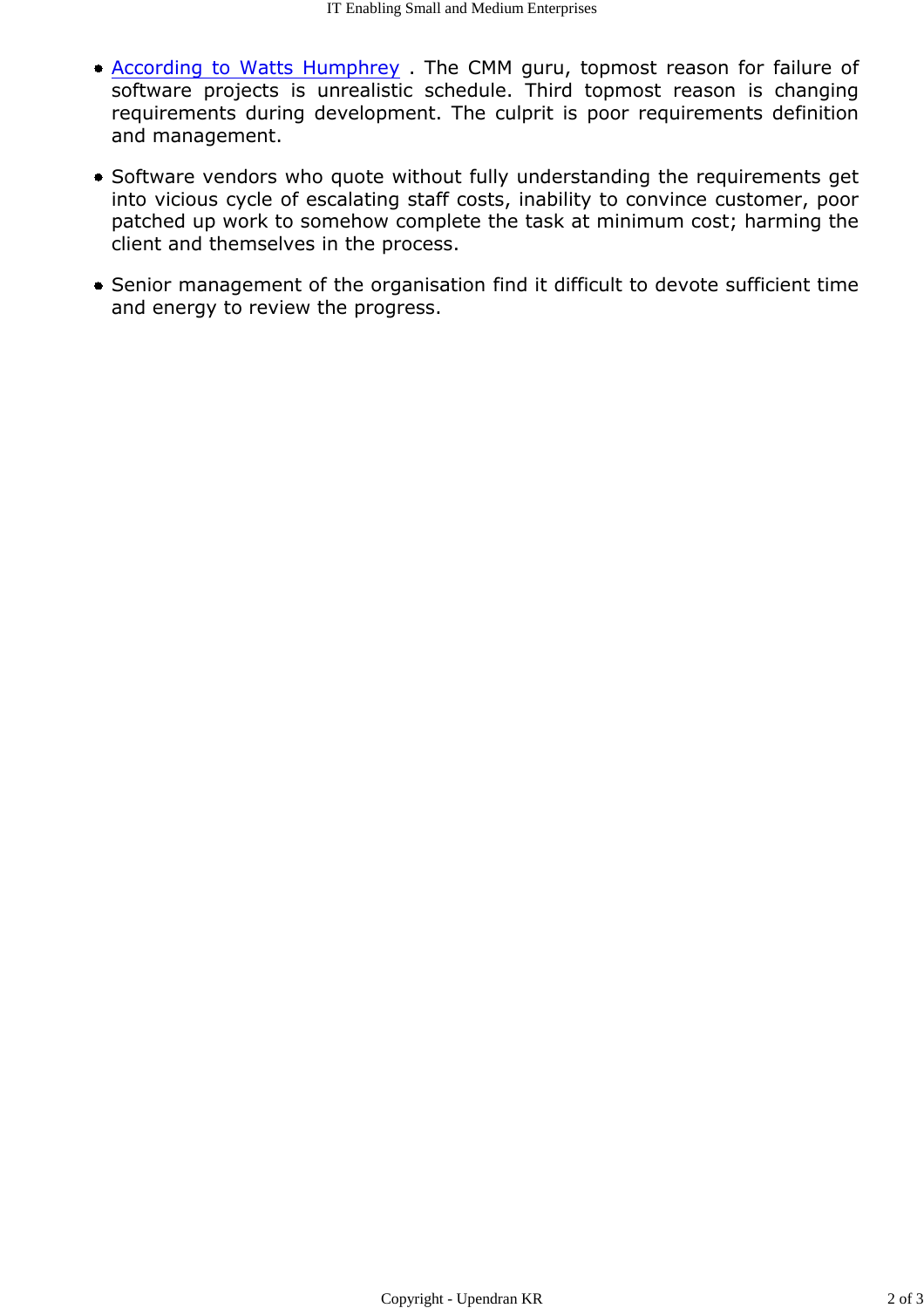- According to Watts Humphrey . The CMM guru, topmost reason for failure of software projects is unrealistic schedule. Third topmost reason is changing requirements during development. The culprit is poor requirements definition and management.
- Software vendors who quote without fully understanding the requirements get into vicious cycle of escalating staff costs, inability to convince customer, poor patched up work to somehow complete the task at minimum cost; harming the client and themselves in the process.
- Senior management of the organisation find it difficult to devote sufficient time and energy to review the progress.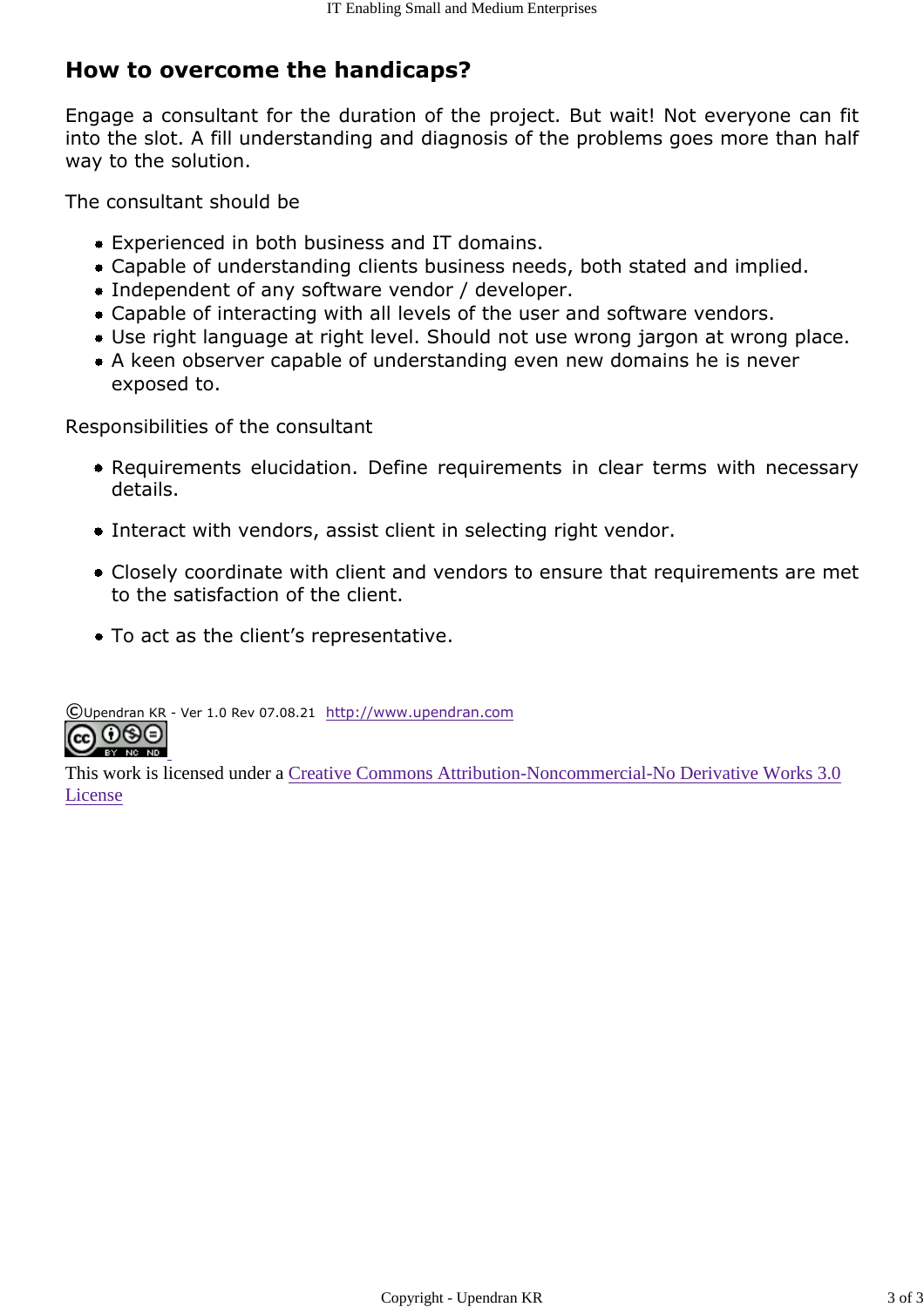## How to overcome the handicaps?

Engage a consultant for the duration of the project. But wait! Not everyone can fit into the slot. A fill understanding and diagnosis of the problems goes more than half way to the solution.

The consultant should be

- Experienced in both business and IT domains.
- Capable of understanding clients business needs, both stated and implied.
- Independent of any software vendor / developer.
- Capable of interacting with all levels of the user and software vendors.
- Use right language at right level. Should not use wrong jargon at wrong place.
- A keen observer capable of understanding even new domains he is never exposed to.

Responsibilities of the consultant

- Requirements elucidation. Define requirements in clear terms with necessary details.
- Interact with vendors, assist client in selecting right vendor.
- Closely coordinate with client and vendors to ensure that requirements are met to the satisfaction of the client.
- To act as the client's representative.

©Upendran KR - Ver 1.0 Rev 07.08.21 http://www.upendran.com

This work is licensed under a Creative Commons Attribution-Noncommercial-No Derivative Works 3.0 License